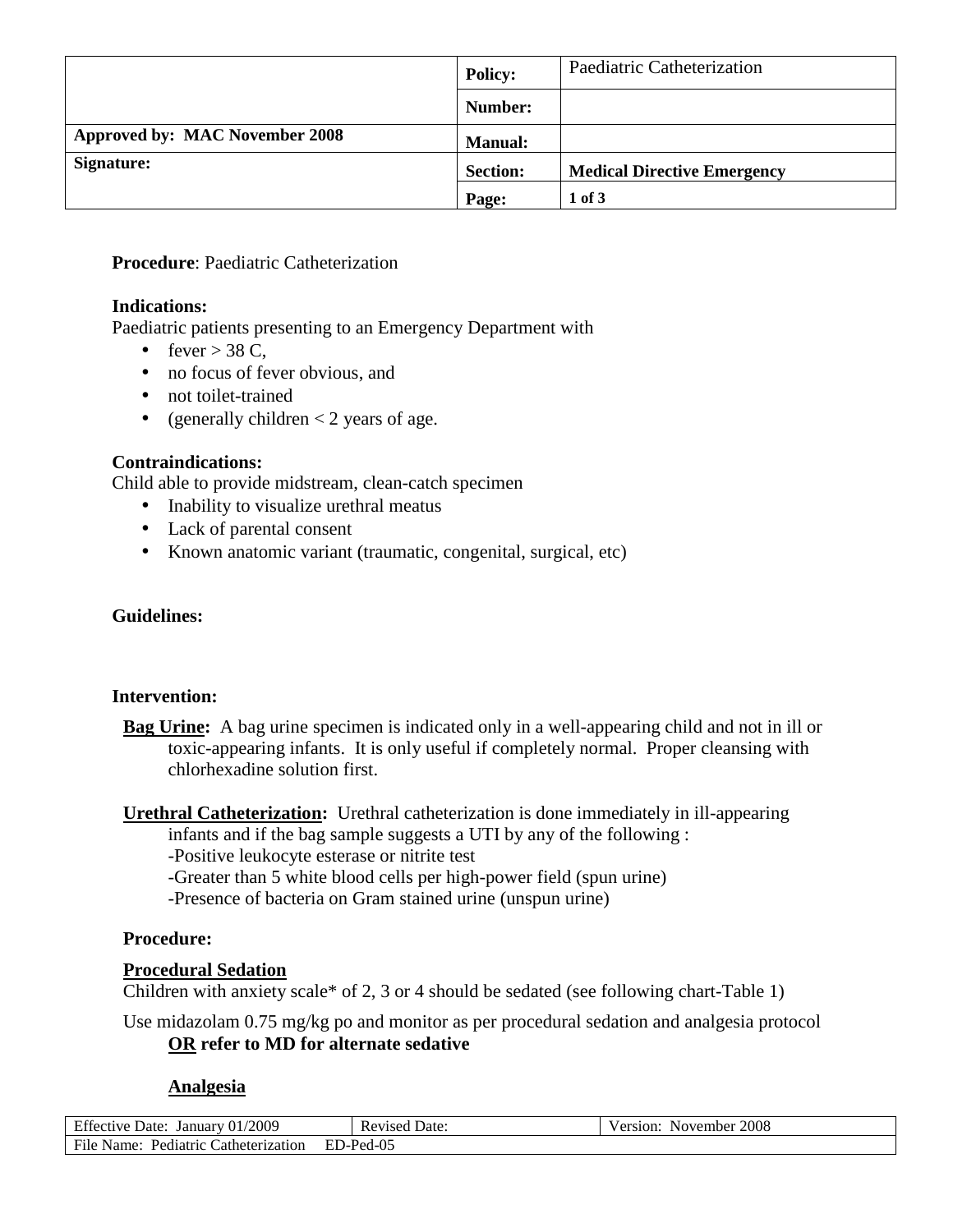| | Policy: | Paediatric Catheterization |
|---|---|---|
| | Number: | |
| Approved by: MAC November 2008 | Manual: | |
| Signature: | Section: | Medical Directive Emergency |
| | Page: | 1 of 3 |

**Procedure**: Paediatric Catheterization

**Indications:**
Paediatric patients presenting to an Emergency Department with

- fever > 38 C,
- no focus of fever obvious, and
- not toilet-trained
- (generally children < 2 years of age.

**Contraindications:**
Child able to provide midstream, clean-catch specimen

- Inability to visualize urethral meatus
- Lack of parental consent
- Known anatomic variant (traumatic, congenital, surgical, etc)

**Guidelines:**

**Intervention:**

**Bag Urine:** A bag urine specimen is indicated only in a well-appearing child and not in ill or toxic-appearing infants. It is only useful if completely normal. Proper cleansing with chlorhexadine solution first.

**Urethral Catheterization:** Urethral catheterization is done immediately in ill-appearing infants and if the bag sample suggests a UTI by any of the following :
-Positive leukocyte esterase or nitrite test
-Greater than 5 white blood cells per high-power field (spun urine)
-Presence of bacteria on Gram stained urine (unspun urine)

**Procedure:**

**Procedural Sedation**
Children with anxiety scale* of 2, 3 or 4 should be sedated (see following chart-Table 1)

Use midazolam 0.75 mg/kg po and monitor as per procedural sedation and analgesia protocol **OR refer to MD for alternate sedative**

**Analgesia**

| Effective Date: January 01/2009 | Revised Date: | Version: November 2008 |
|---|---|---|
| File Name: Pediatric Catheterization ED-Ped-05 | | |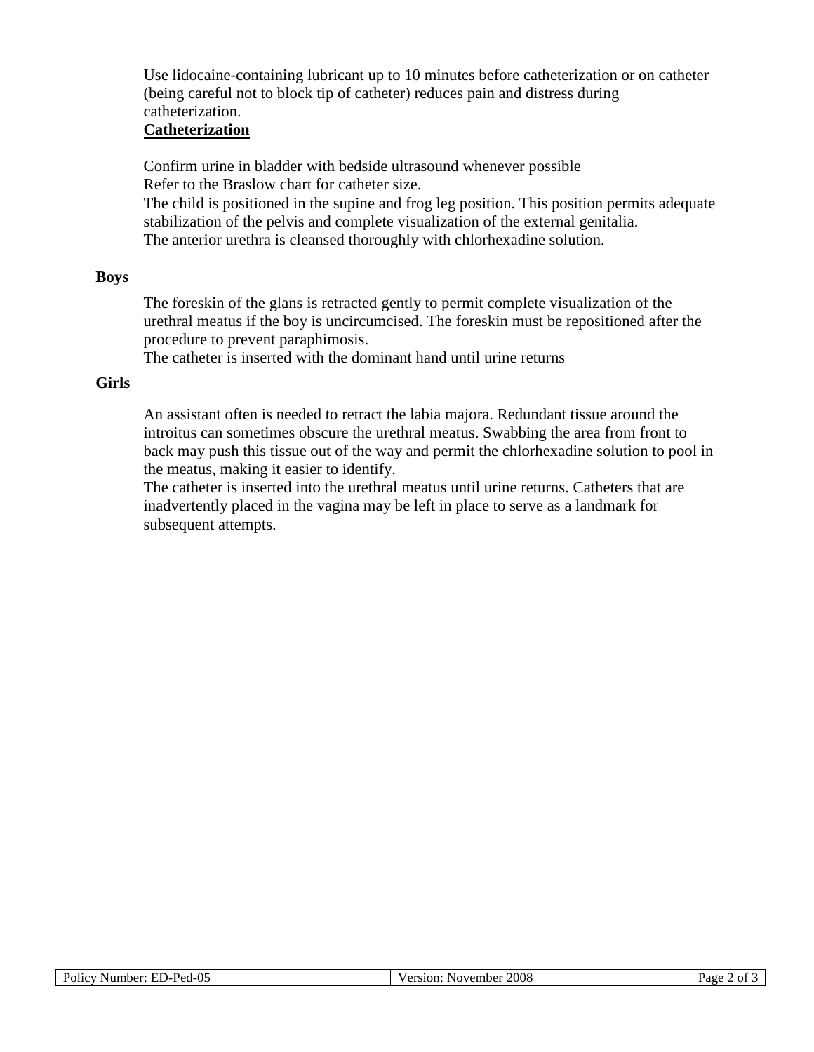Use lidocaine-containing lubricant up to 10 minutes before catheterization or on catheter (being careful not to block tip of catheter) reduces pain and distress during catheterization.

<u>**Catheterization**</u>

Confirm urine in bladder with bedside ultrasound whenever possible
Refer to the Braslow chart for catheter size.
The child is positioned in the supine and frog leg position. This position permits adequate stabilization of the pelvis and complete visualization of the external genitalia.
The anterior urethra is cleansed thoroughly with chlorhexadine solution.

**Boys**

The foreskin of the glans is retracted gently to permit complete visualization of the urethral meatus if the boy is uncircumcised. The foreskin must be repositioned after the procedure to prevent paraphimosis.
The catheter is inserted with the dominant hand until urine returns

**Girls**

An assistant often is needed to retract the labia majora. Redundant tissue around the introitus can sometimes obscure the urethral meatus. Swabbing the area from front to back may push this tissue out of the way and permit the chlorhexadine solution to pool in the meatus, making it easier to identify.
The catheter is inserted into the urethral meatus until urine returns. Catheters that are inadvertently placed in the vagina may be left in place to serve as a landmark for subsequent attempts.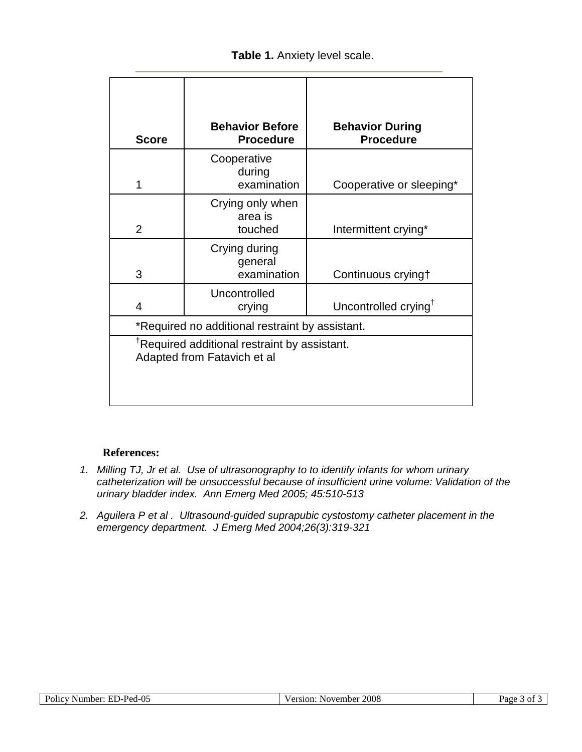**Table 1.** Anxiety level scale.

| Score | Behavior Before Procedure | Behavior During Procedure |
|---|---|---|
| 1 | Cooperative during examination | Cooperative or sleeping* |
| 2 | Crying only when area is touched | Intermittent crying* |
| 3 | Crying during general examination | Continuous crying† |
| 4 | Uncontrolled crying | Uncontrolled crying† |

*Required no additional restraint by assistant.

†Required additional restraint by assistant.
Adapted from Fatavich et al

**References:**

1. *Milling TJ, Jr et al. Use of ultrasonography to to identify infants for whom urinary catheterization will be unsuccessful because of insufficient urine volume: Validation of the urinary bladder index. Ann Emerg Med 2005; 45:510-513*
2. *Aguilera P et al . Ultrasound-guided suprapubic cystostomy catheter placement in the emergency department. J Emerg Med 2004;26(3):319-321*